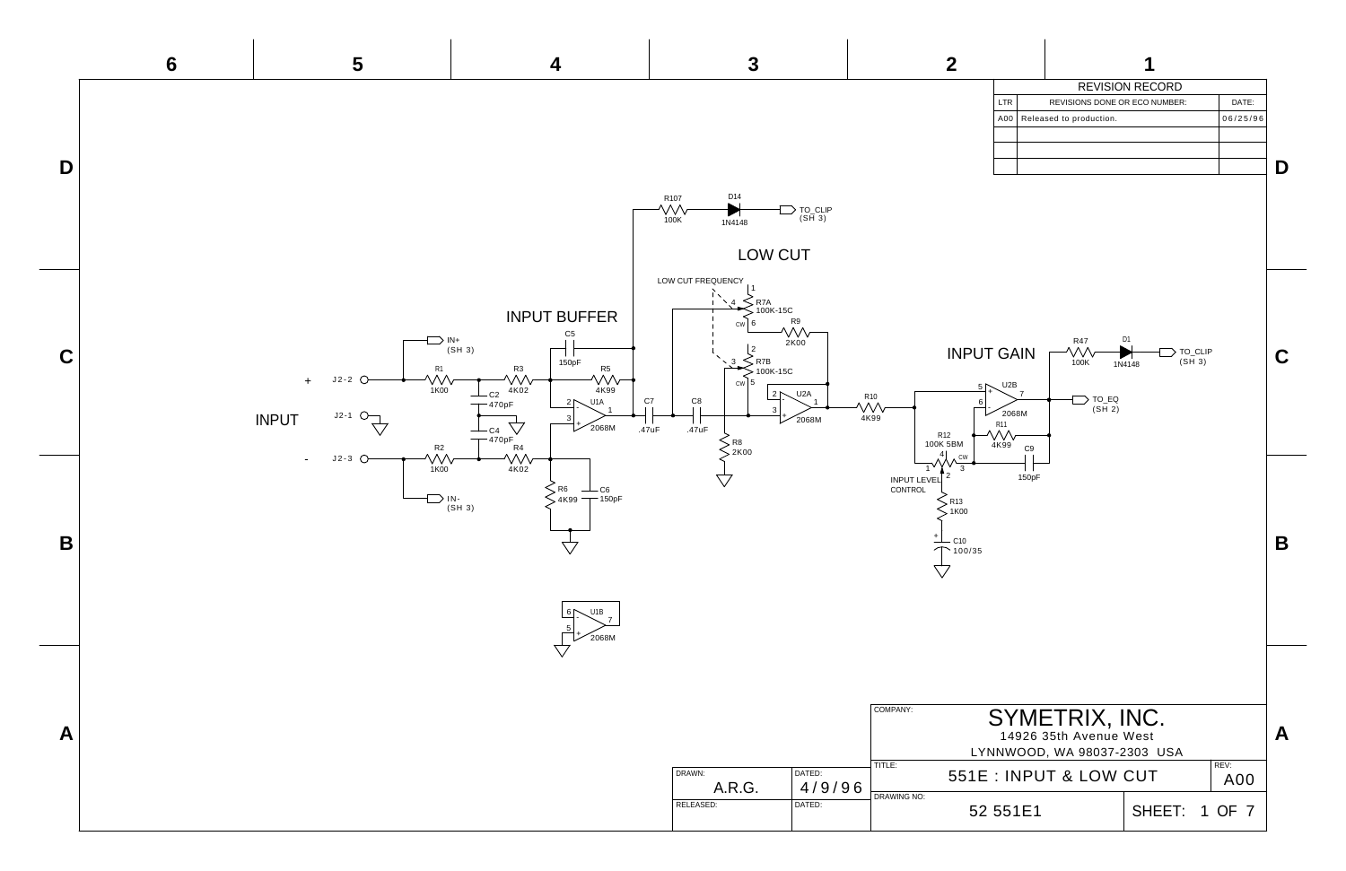| REVISION RECORD | | |
|---|---|---|
| LTR | REVISIONS DONE OR ECO NUMBER: | DATE: |
| A00 | Released to production. | 06/25/96 |

INPUT

INPUT BUFFER

LOW CUT

INPUT GAIN

+ J2-2
J2-1
- J2-3

IN+ (SH 3)
IN- (SH 3)

R1 1K00
R2 1K00
R3 4K02
R4 4K02
C2 470pF
C4 470pF
C5 150pF
R5 4K99
U1A 2068M
R6 4K99
C6 150pF
U1B 2068M

R107 100K
D14 1N4148
TO_CLIP (SH 3)

C7 .47uF
C8 .47uF
R8 2K00

LOW CUT FREQUENCY
R7A 100K-15C
R7B 100K-15C
R9 2K00
U2A 2068M

R10 4K99
U2B 2068M
R11 4K99
C9 150pF
R12 100K 5BM
INPUT LEVEL CONTROL
R13 1K00
C10 100/35

R47 100K
D1 1N4148
TO_CLIP (SH 3)
TO_EQ (SH 2)

| | | | |
|---|---|---|---|
| COMPANY: | SYMETRIX, INC. 14926 35th Avenue West LYNNWOOD, WA 98037-2303 USA | | |
| DRAWN: A.R.G. | DATED: 4/9/96 | TITLE: 551E : INPUT & LOW CUT | REV: A00 |
| RELEASED: | DATED: | DRAWING NO: 52 551E1 | SHEET: 1 OF 7 |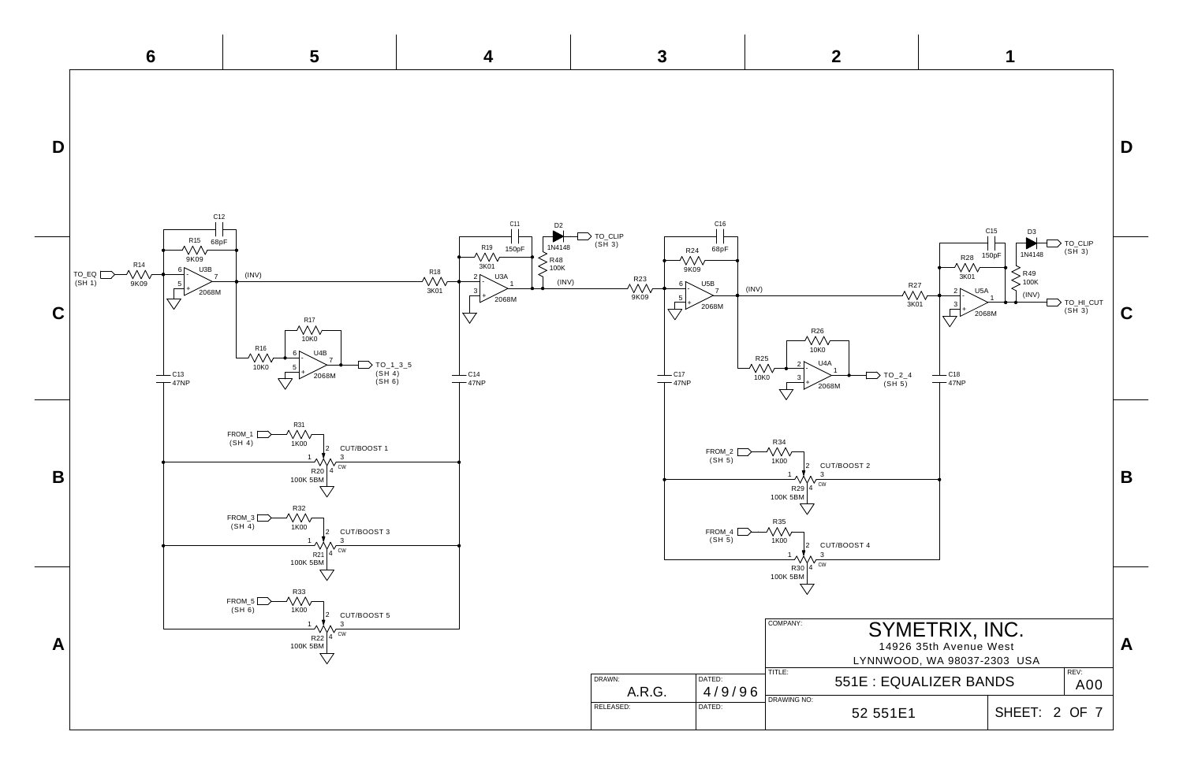# 551E : EQUALIZER BANDS

**Schematic components and connections:**

- TO_EQ (SH 1) → R14 9K09 → U3B (2068M), pins 6 (-), 5 (+), 7 (out); feedback R15 9K09, C12 68pF → (INV)
- R16 10K0 → U4B (2068M), pins 6 (-), 5 (+), 7 (out); feedback R17 10K0 → TO_1_3_5 (SH 4) (SH 6)
- C13 47NP
- R18 3K01 → U3A (2068M), pins 2 (-), 3 (+), 1 (out); feedback R19 3K01, C11 150pF
- D2 1N4148 → TO_CLIP (SH 3); R48 100K; (INV)
- C14 47NP
- FROM_1 (SH 4) → R31 1K00 → R20 100K 5BM, CUT/BOOST 1 (pins 1, 2, 3, 4, CW)
- FROM_3 (SH 4) → R32 1K00 → R21 100K 5BM, CUT/BOOST 3 (pins 1, 2, 3, 4, CW)
- FROM_5 (SH 6) → R33 1K00 → R22 100K 5BM, CUT/BOOST 5 (pins 1, 2, 3, 4, CW)
- R23 9K09 → U5B (2068M), pins 6 (-), 5 (+), 7 (out); feedback R24 9K09, C16 68pF → (INV)
- R25 10K0 → U4A (2068M), pins 2 (-), 3 (+), 1 (out); feedback R26 10K0 → TO_2_4 (SH 5)
- C17 47NP
- R27 3K01 → U5A (2068M), pins 2 (-), 3 (+), 1 (out); feedback R28 3K01, C15 150pF
- D3 1N4148 → TO_CLIP (SH 3); R49 100K; (INV) → TO_HI_CUT (SH 3)
- C18 47NP
- FROM_2 (SH 5) → R34 1K00 → R29 100K 5BM, CUT/BOOST 2 (pins 1, 2, 3, 4, CW)
- FROM_4 (SH 5) → R35 1K00 → R30 100K 5BM, CUT/BOOST 4 (pins 1, 2, 3, 4, CW)

| COMPANY: | SYMETRIX, INC. 14926 35th Avenue West LYNNWOOD, WA 98037-2303 USA | |
|---|---|---|
| TITLE: | 551E : EQUALIZER BANDS | REV: A00 |
| DRAWING NO: | 52 551E1 | SHEET: 2 OF 7 |

| DRAWN: | DATED: |
|---|---|
| A.R.G. | 4/9/96 |
| RELEASED: | DATED: |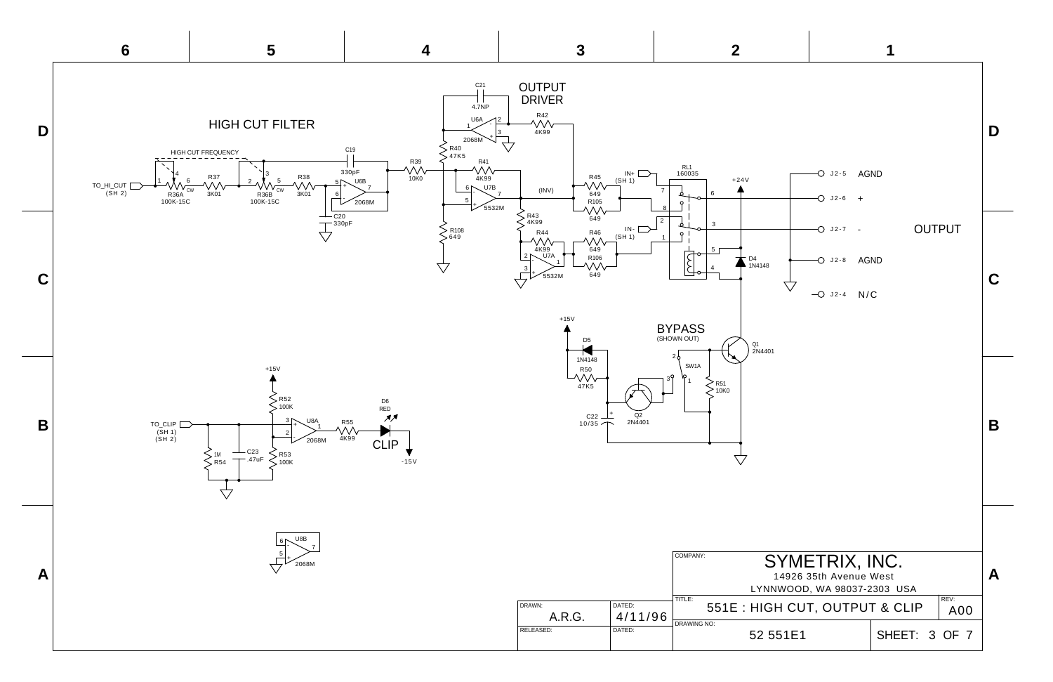## HIGH CUT FILTER

HIGH CUT FREQUENCY

TO_HI_CUT (SH 2)

R36A 100K-15C CW, R37 3K01, R36B 100K-15C CW, R38 3K01, U6B 2068M, C19 330pF, C20 330pF, R39 10K0

## OUTPUT DRIVER

C21 4.7NP, U6A 2068M, R42 4K99, R40 47K5, R41 4K99, U7B 5532M, R108 649, R43 4K99, R44 4K99, U7A 5532M

(INV)

R45 649, R105 649, R46 649, R106 649

IN+ (SH 1)

IN- (SH 1)

RL1 160035

+24V

D4 1N4148

## OUTPUT

| Pin | Signal |
|---|---|
| J2-5 | AGND |
| J2-6 | + |
| J2-7 | - |
| J2-8 | AGND |
| J2-4 | N/C |

## BYPASS

(SHOWN OUT)

+15V, D5 1N4148, R50 47K5, C22 10/35, Q2 2N4401, SW1A, R51 10K0, Q1 2N4401

## CLIP

TO_CLIP (SH 1) (SH 2)

+15V, R52 100K, R53 100K, R54 1M, C23 .47uF, U8A 2068M, R55 4K99, D6 RED, -15V

U8B 2068M

| | |
|---|---|
| COMPANY: | SYMETRIX, INC. 14926 35th Avenue West LYNNWOOD, WA 98037-2303 USA |
| DRAWN: A.R.G. | DATED: 4/11/96 |
| RELEASED: | DATED: |
| TITLE: | 551E : HIGH CUT, OUTPUT & CLIP |
| REV: | A00 |
| DRAWING NO: | 52 551E1 |
| SHEET: | 3 OF 7 |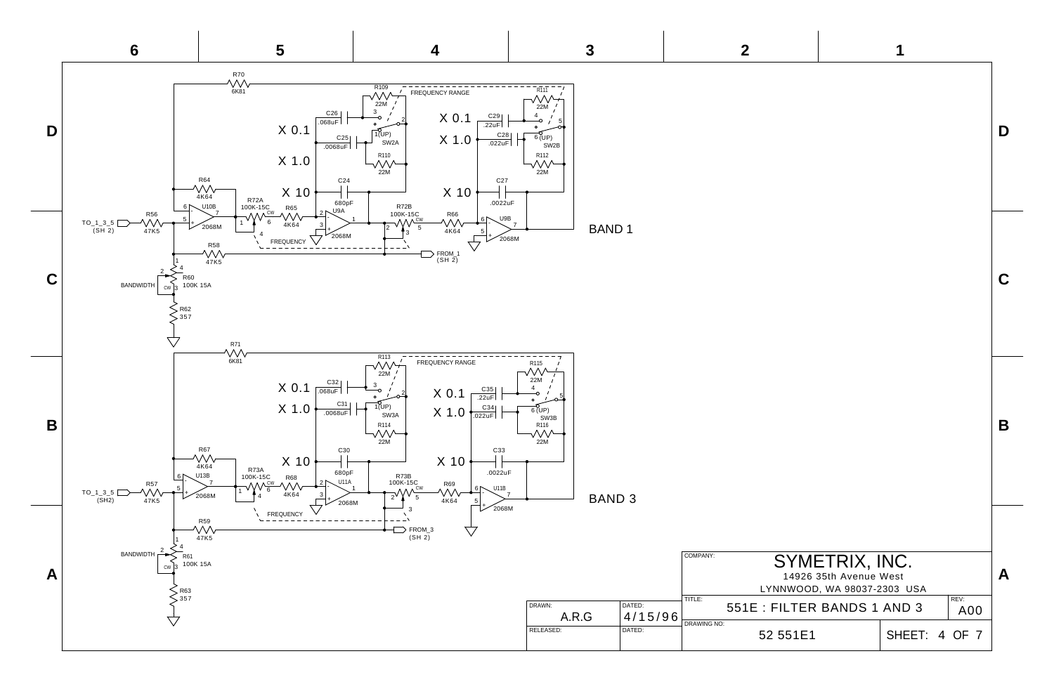# 551E : FILTER BANDS 1 AND 3

## BAND 1

- TO_1_3_5 (SH 2) → R56 47K5 → U10B 2068M
- R70 6K81
- R64 4K64
- R72A 100K-15C (FREQUENCY)
- R65 4K64
- U9A 2068M
- C26 .068uF (X 0.1)
- C25 .0068uF (X 1.0)
- C24 680pF (X 10)
- R109 22M, R110 22M, SW2A (FREQUENCY RANGE)
- R72B 100K-15C
- R66 4K64
- U9B 2068M
- C29 .22uF (X 0.1)
- C28 .022uF (X 1.0)
- C27 .0022uF (X 10)
- R111 22M, R112 22M, SW2B
- R58 47K5 → FROM_1 (SH 2)
- R60 100K 15A (BANDWIDTH)
- R62 357

## BAND 3

- TO_1_3_5 (SH2) → R57 47K5 → U13B 2068M
- R71 6K81
- R67 4K64
- R73A 100K-15C (FREQUENCY)
- R68 4K64
- U11A 2068M
- C32 .068uF (X 0.1)
- C31 .0068uF (X 1.0)
- C30 680pF (X 10)
- R113 22M, R114 22M, SW3A (FREQUENCY RANGE)
- R73B 100K-15C
- R69 4K64
- U11B 2068M
- C35 .22uF (X 0.1)
- C34 .022uF (X 1.0)
- C33 .0022uF (X 10)
- R115 22M, R116 22M, SW3B
- R59 47K5 → FROM_3 (SH 2)
- R61 100K 15A (BANDWIDTH)
- R63 357

| | |
|---|---|
| COMPANY: | SYMETRIX, INC. 14926 35th Avenue West LYNNWOOD, WA 98037-2303 USA |
| TITLE: | 551E : FILTER BANDS 1 AND 3 |
| REV: | A00 |
| DRAWN: | A.R.G |
| DATED: | 4/15/96 |
| RELEASED: | |
| DATED: | |
| DRAWING NO: | 52 551E1 |
| SHEET: | 4 OF 7 |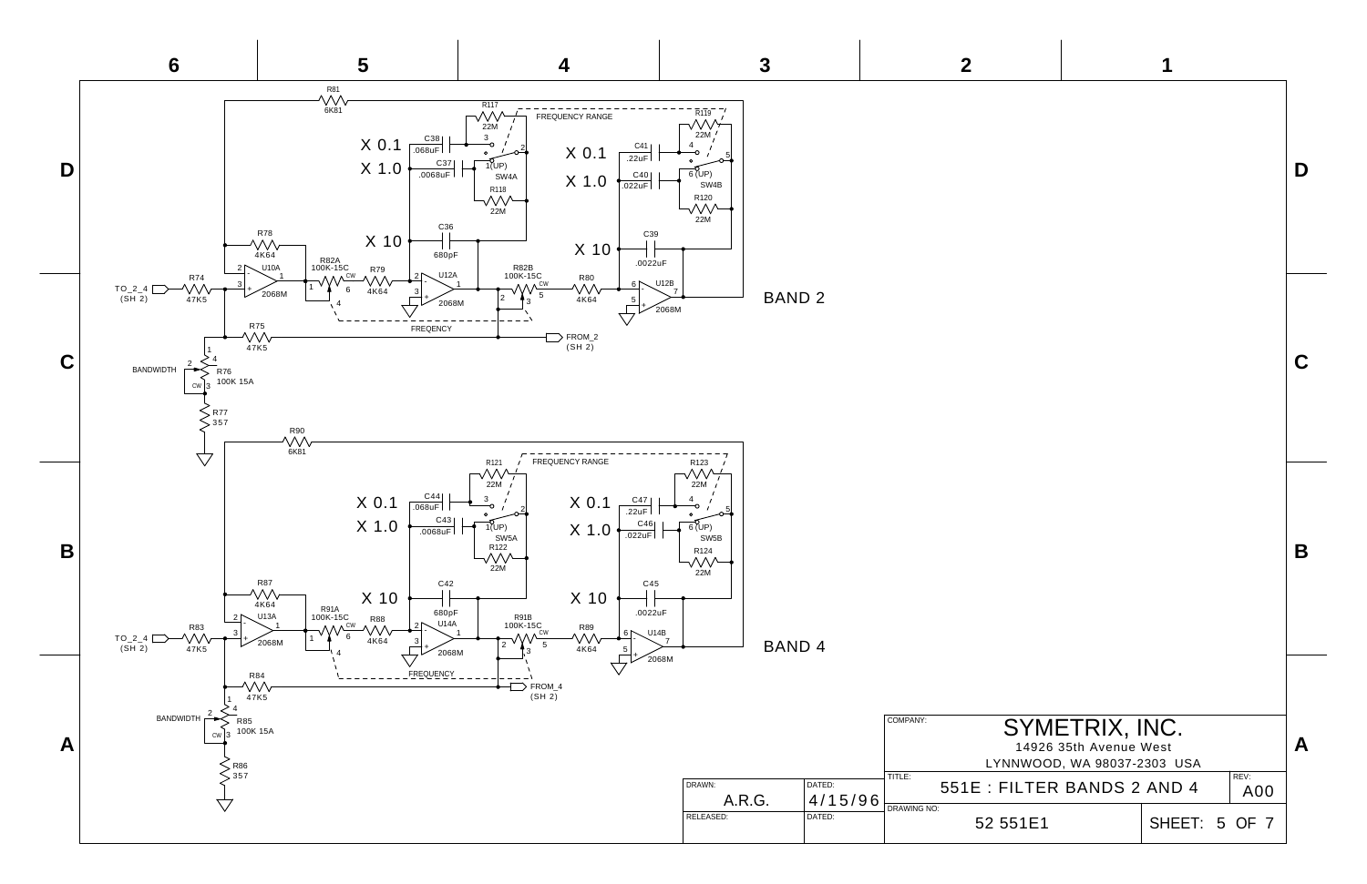# SYMETRIX, INC.

14926 35th Avenue West
LYNNWOOD, WA 98037-2303 USA

**TITLE:** 551E : FILTER BANDS 2 AND 4

| DRAWN: | DATED: | DRAWING NO: | SHEET: | REV: |
| --- | --- | --- | --- | --- |
| A.R.G. | 4/15/96 | 52 551E1 | 5 OF 7 | A00 |

RELEASED:  DATED:

## BAND 2

TO_2_4 (SH 2) — R74 47K5 — U10A 2068M (pins 2, 3, 1) — R78 4K64 — R81 6K81 — R82A 100K-15C (CW, pins 1, 6, 4) — R79 4K64 — U12A 2068M (pins 2, 3, 1) — C36 680pF (X 10) — C38 .068uF (X 0.1) — C37 .0068uF (X 1.0) — R117 22M — R118 22M — SW4A (3, 2, 1(UP)) — FREQUENCY RANGE — R82B 100K-15C (CW, pins 2, 5, 3) — FREQENCY — R80 4K64 — U12B 2068M (pins 6, 5, 7) — C41 .22uF (X 0.1) — C40 .022uF (X 1.0) — C39 .0022uF (X 10) — R119 22M — R120 22M — SW4B (4, 5, 6(UP)) — R75 47K5 — FROM_2 (SH 2) — BANDWIDTH R76 100K 15A (pins 1, 2, 3, 4, CW) — R77 357

## BAND 4

TO_2_4 (SH 2) — R83 47K5 — U13A 2068M (pins 2, 3, 1) — R87 4K64 — R90 6K81 — R91A 100K-15C (CW, pins 1, 6, 4) — R88 4K64 — U14A 2068M (pins 2, 3, 1) — C42 680pF (X 10) — C44 .068uF (X 0.1) — C43 .0068uF (X 1.0) — R121 22M — R122 22M — SW5A (3, 2, 1(UP)) — FREQUENCY RANGE — R91B 100K-15C (CW, pins 2, 5, 3) — FREQUENCY — R89 4K64 — U14B 2068M (pins 6, 5, 7) — C47 .22uF (X 0.1) — C46 .022uF (X 1.0) — C45 .0022uF (X 10) — R123 22M — R124 22M — SW5B (4, 5, 6(UP)) — R84 47K5 — FROM_4 (SH 2) — BANDWIDTH R85 100K 15A (pins 1, 2, 3, 4, CW) — R86 357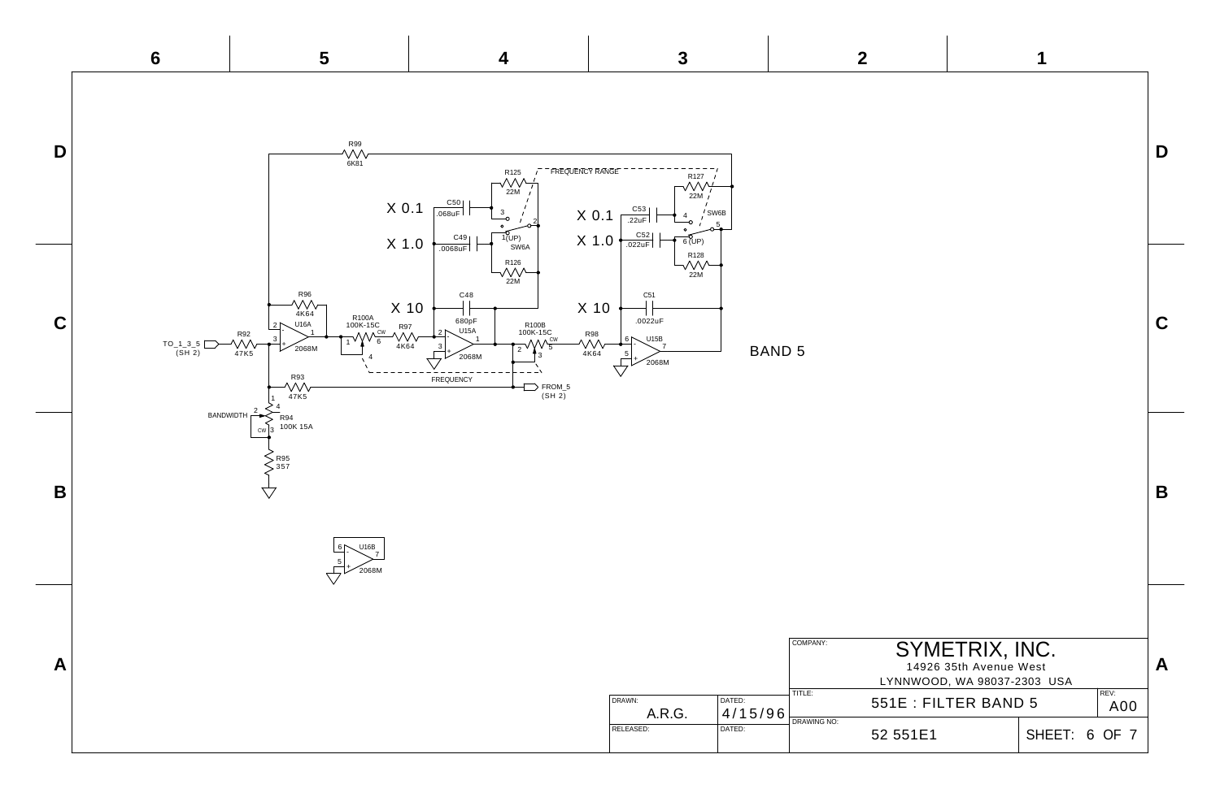BAND 5

R99 6K81

FREQUENCY RANGE

R125 22M

R127 22M

X 0.1 — C50 .068uF

X 1.0 — C49 .0068uF

SW6A — 1(UP)

R126 22M

X 0.1 — C53 .22uF

X 1.0 — C52 .022uF

SW6B — 6 (UP)

R128 22M

X 10 — C48 680pF

X 10 — C51 .0022uF

R96 4K64

U16A 2068M

R92 47K5

TO_1_3_5 (SH 2)

R100A 100K-15C

R97 4K64

U15A 2068M

R100B 100K-15C

R98 4K64

U15B 2068M

FREQUENCY

R93 47K5

FROM_5 (SH 2)

BANDWIDTH

R94 100K 15A

R95 357

U16B 2068M

| COMPANY: | SYMETRIX, INC. 14926 35th Avenue West LYNNWOOD, WA 98037-2303 USA | |
|---|---|---|
| TITLE: | 551E : FILTER BAND 5 | REV: A00 |
| DRAWING NO: | 52 551E1 | SHEET: 6 OF 7 |

| DRAWN: | DATED: |
|---|---|
| A.R.G. | 4/15/96 |
| RELEASED: | DATED: |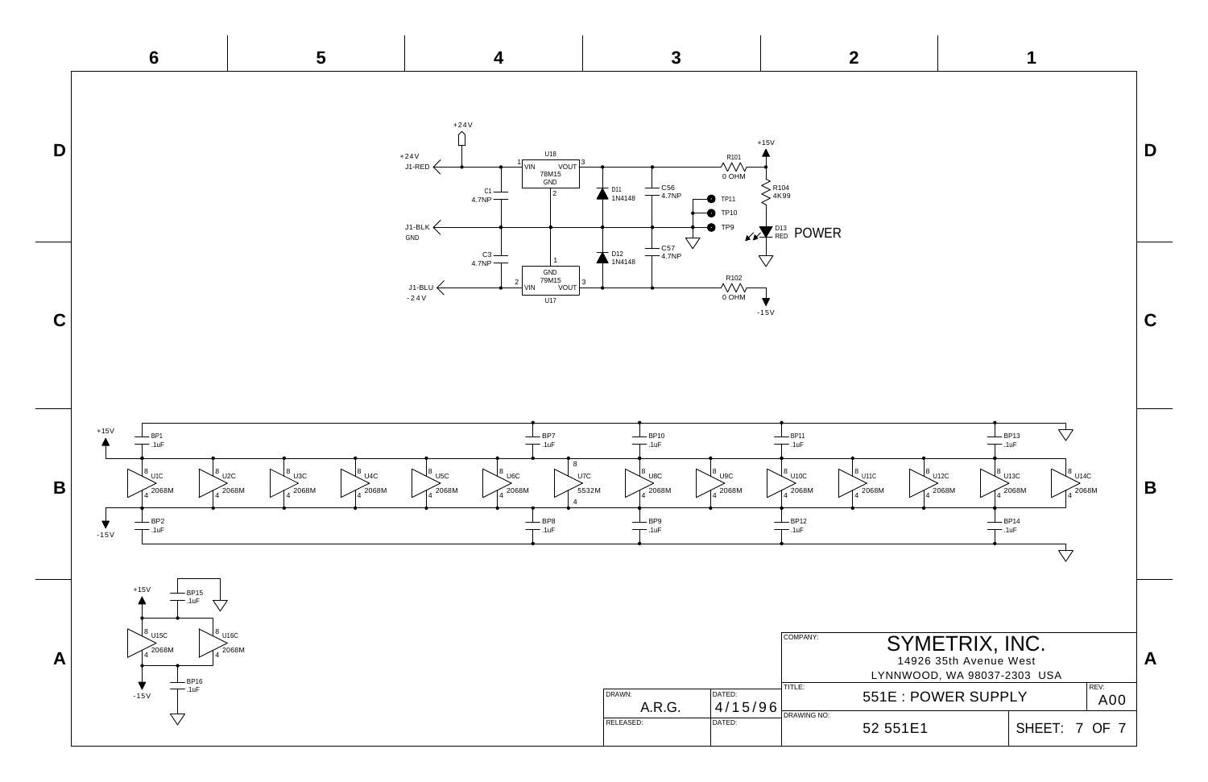+24V
+24V
J1-RED

U18
VIN VOUT
78M15
GND

C1
4.7NP

D11
1N4148

C56
4.7NP

R101
0 OHM

+15V

R104
4K99

TP11
TP10
TP9

D13
RED
POWER

J1-BLK
GND

C3
4.7NP

D12
1N4148

C57
4.7NP

GND
79M15
VIN VOUT
U17

J1-BLU
-24V

R102
0 OHM

-15V

+15V
BP1 .1uF
BP7 .1uF
BP10 .1uF
BP11 .1uF
BP13 .1uF

U1C 2068M
U2C 2068M
U3C 2068M
U4C 2068M
U5C 2068M
U6C 2068M
U7C 5532M
U8C 2068M
U9C 2068M
U10C 2068M
U11C 2068M
U12C 2068M
U13C 2068M
U14C 2068M

-15V
BP2 .1uF
BP8 .1uF
BP9 .1uF
BP12 .1uF
BP14 .1uF

+15V
BP15 .1uF
U15C 2068M
U16C 2068M
BP16 .1uF
-15V

| | | | |
|---|---|---|---|
| COMPANY: | SYMETRIX, INC.<br>14926 35th Avenue West<br>LYNNWOOD, WA 98037-2303 USA | | |
| DRAWN: A.R.G. | DATED: 4/15/96 | TITLE: 551E : POWER SUPPLY | REV: A00 |
| RELEASED: | DATED: | DRAWING NO: 52 551E1 | SHEET: 7 OF 7 |